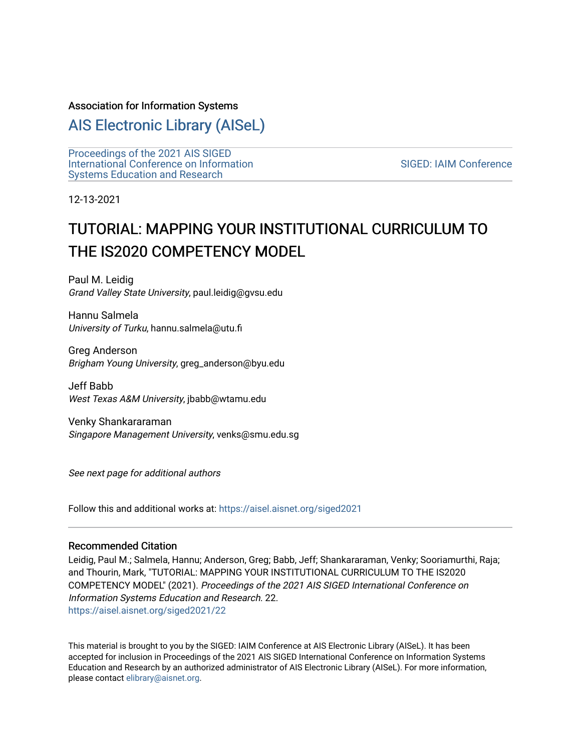Association for Information Systems

# AIS Electronic Library (AISeL)

Proceedings of the 2021 AIS SIGED International Conference on Information Systems Education and Research

SIGED: IAIM Conference

12-13-2021

# TUTORIAL: MAPPING YOUR INSTITUTIONAL CURRICULUM TO THE IS2020 COMPETENCY MODEL

Paul M. Leidig
*Grand Valley State University*, paul.leidig@gvsu.edu

Hannu Salmela
*University of Turku*, hannu.salmela@utu.fi

Greg Anderson
*Brigham Young University*, greg_anderson@byu.edu

Jeff Babb
*West Texas A&M University*, jbabb@wtamu.edu

Venky Shankararaman
*Singapore Management University*, venks@smu.edu.sg

*See next page for additional authors*

Follow this and additional works at: https://aisel.aisnet.org/siged2021

---

## Recommended Citation

Leidig, Paul M.; Salmela, Hannu; Anderson, Greg; Babb, Jeff; Shankararaman, Venky; Sooriamurthi, Raja; and Thourin, Mark, "TUTORIAL: MAPPING YOUR INSTITUTIONAL CURRICULUM TO THE IS2020 COMPETENCY MODEL" (2021). *Proceedings of the 2021 AIS SIGED International Conference on Information Systems Education and Research*. 22.
https://aisel.aisnet.org/siged2021/22

This material is brought to you by the SIGED: IAIM Conference at AIS Electronic Library (AISeL). It has been accepted for inclusion in Proceedings of the 2021 AIS SIGED International Conference on Information Systems Education and Research by an authorized administrator of AIS Electronic Library (AISeL). For more information, please contact elibrary@aisnet.org.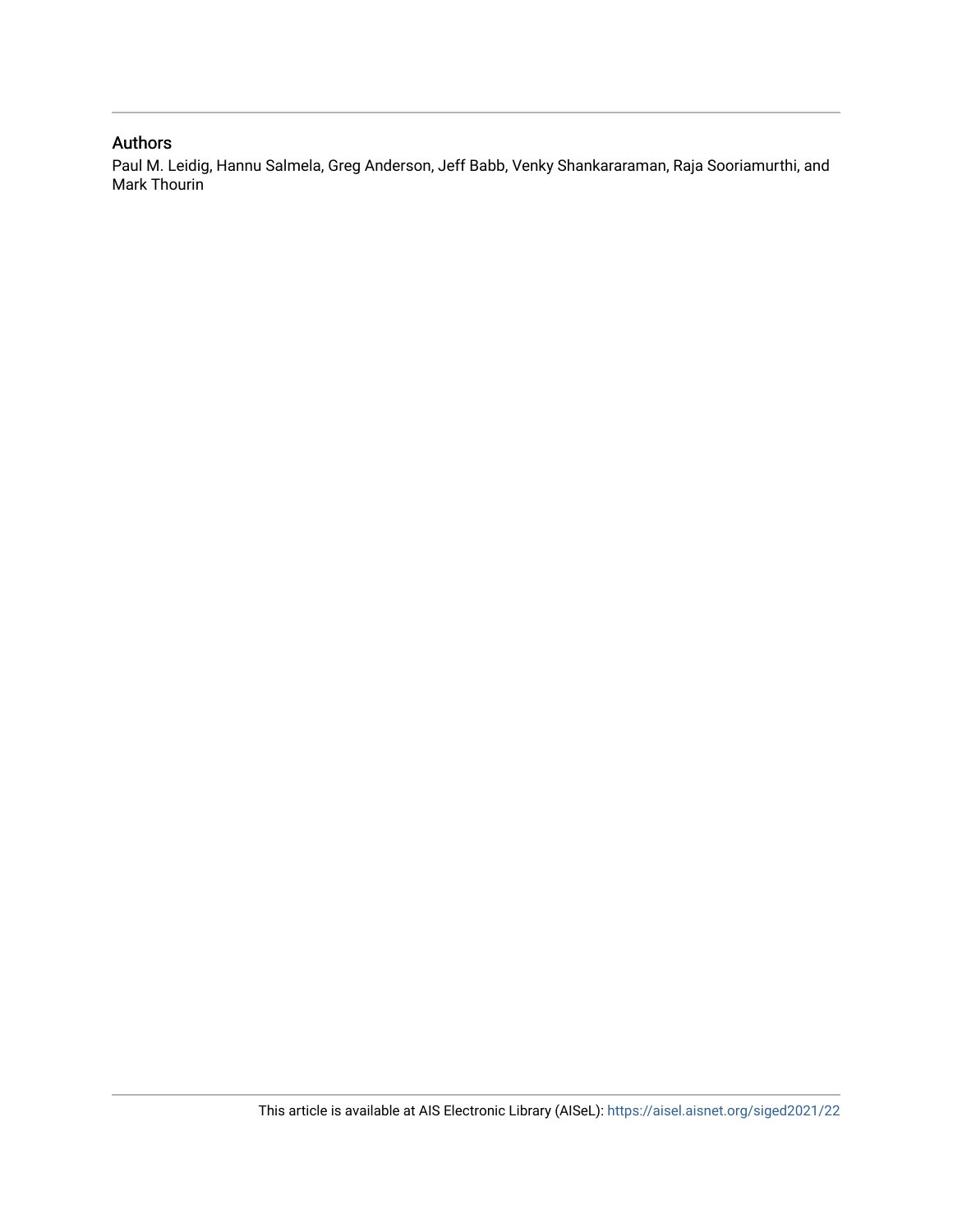## Authors

Paul M. Leidig, Hannu Salmela, Greg Anderson, Jeff Babb, Venky Shankararaman, Raja Sooriamurthi, and Mark Thourin

This article is available at AIS Electronic Library (AISeL): https://aisel.aisnet.org/siged2021/22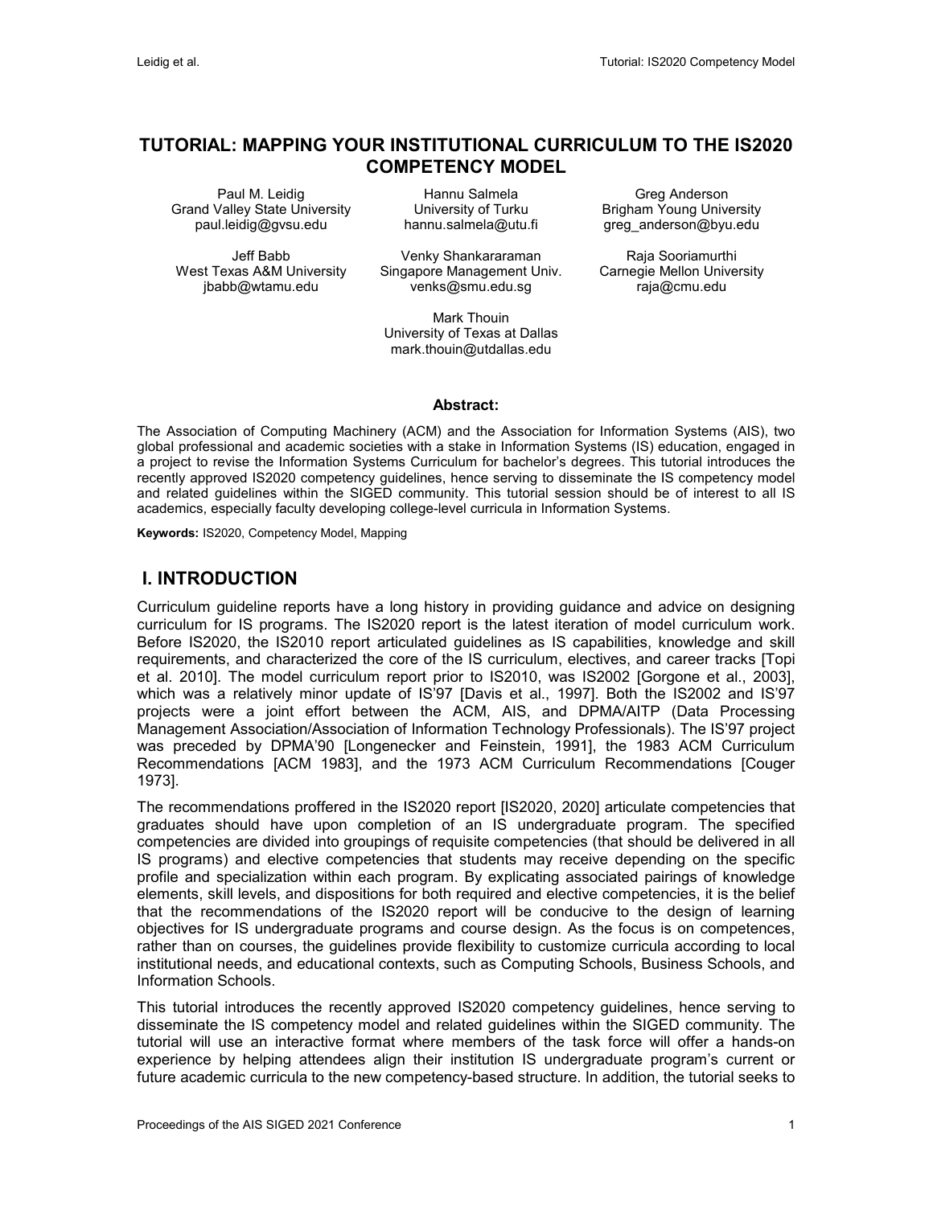# TUTORIAL: MAPPING YOUR INSTITUTIONAL CURRICULUM TO THE IS2020 COMPETENCY MODEL

Paul M. Leidig
Grand Valley State University
paul.leidig@gvsu.edu

Hannu Salmela
University of Turku
hannu.salmela@utu.fi

Greg Anderson
Brigham Young University
greg_anderson@byu.edu

Jeff Babb
West Texas A&M University
jbabb@wtamu.edu

Venky Shankararaman
Singapore Management Univ.
venks@smu.edu.sg

Raja Sooriamurthi
Carnegie Mellon University
raja@cmu.edu

Mark Thouin
University of Texas at Dallas
mark.thouin@utdallas.edu

**Abstract:**

The Association of Computing Machinery (ACM) and the Association for Information Systems (AIS), two global professional and academic societies with a stake in Information Systems (IS) education, engaged in a project to revise the Information Systems Curriculum for bachelor's degrees. This tutorial introduces the recently approved IS2020 competency guidelines, hence serving to disseminate the IS competency model and related guidelines within the SIGED community. This tutorial session should be of interest to all IS academics, especially faculty developing college-level curricula in Information Systems.

**Keywords:** IS2020, Competency Model, Mapping

## I. INTRODUCTION

Curriculum guideline reports have a long history in providing guidance and advice on designing curriculum for IS programs. The IS2020 report is the latest iteration of model curriculum work. Before IS2020, the IS2010 report articulated guidelines as IS capabilities, knowledge and skill requirements, and characterized the core of the IS curriculum, electives, and career tracks [Topi et al. 2010]. The model curriculum report prior to IS2010, was IS2002 [Gorgone et al., 2003], which was a relatively minor update of IS'97 [Davis et al., 1997]. Both the IS2002 and IS'97 projects were a joint effort between the ACM, AIS, and DPMA/AITP (Data Processing Management Association/Association of Information Technology Professionals). The IS'97 project was preceded by DPMA'90 [Longenecker and Feinstein, 1991], the 1983 ACM Curriculum Recommendations [ACM 1983], and the 1973 ACM Curriculum Recommendations [Couger 1973].

The recommendations proffered in the IS2020 report [IS2020, 2020] articulate competencies that graduates should have upon completion of an IS undergraduate program. The specified competencies are divided into groupings of requisite competencies (that should be delivered in all IS programs) and elective competencies that students may receive depending on the specific profile and specialization within each program. By explicating associated pairings of knowledge elements, skill levels, and dispositions for both required and elective competencies, it is the belief that the recommendations of the IS2020 report will be conducive to the design of learning objectives for IS undergraduate programs and course design. As the focus is on competences, rather than on courses, the guidelines provide flexibility to customize curricula according to local institutional needs, and educational contexts, such as Computing Schools, Business Schools, and Information Schools.

This tutorial introduces the recently approved IS2020 competency guidelines, hence serving to disseminate the IS competency model and related guidelines within the SIGED community. The tutorial will use an interactive format where members of the task force will offer a hands-on experience by helping attendees align their institution IS undergraduate program's current or future academic curricula to the new competency-based structure. In addition, the tutorial seeks to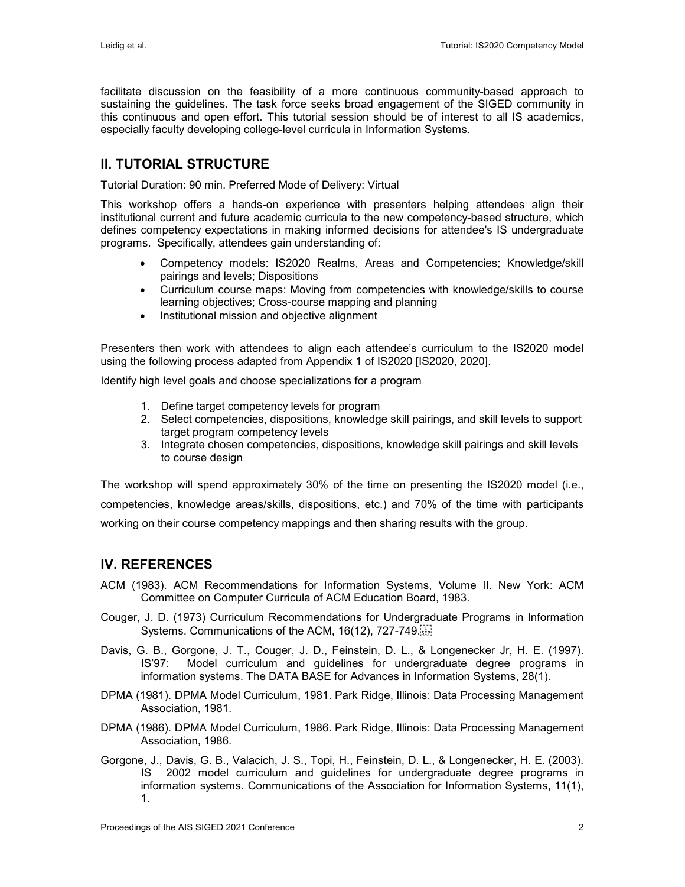facilitate discussion on the feasibility of a more continuous community-based approach to sustaining the guidelines. The task force seeks broad engagement of the SIGED community in this continuous and open effort. This tutorial session should be of interest to all IS academics, especially faculty developing college-level curricula in Information Systems.

## II. TUTORIAL STRUCTURE

Tutorial Duration: 90 min. Preferred Mode of Delivery: Virtual

This workshop offers a hands-on experience with presenters helping attendees align their institutional current and future academic curricula to the new competency-based structure, which defines competency expectations in making informed decisions for attendee's IS undergraduate programs. Specifically, attendees gain understanding of:

- Competency models: IS2020 Realms, Areas and Competencies; Knowledge/skill pairings and levels; Dispositions
- Curriculum course maps: Moving from competencies with knowledge/skills to course learning objectives; Cross-course mapping and planning
- Institutional mission and objective alignment

Presenters then work with attendees to align each attendee's curriculum to the IS2020 model using the following process adapted from Appendix 1 of IS2020 [IS2020, 2020].

Identify high level goals and choose specializations for a program

1. Define target competency levels for program
2. Select competencies, dispositions, knowledge skill pairings, and skill levels to support target program competency levels
3. Integrate chosen competencies, dispositions, knowledge skill pairings and skill levels to course design

The workshop will spend approximately 30% of the time on presenting the IS2020 model (i.e., competencies, knowledge areas/skills, dispositions, etc.) and 70% of the time with participants working on their course competency mappings and then sharing results with the group.

## IV. REFERENCES

ACM (1983). ACM Recommendations for Information Systems, Volume II. New York: ACM Committee on Computer Curricula of ACM Education Board, 1983.

Couger, J. D. (1973) Curriculum Recommendations for Undergraduate Programs in Information Systems. Communications of the ACM, 16(12), 727-749.

Davis, G. B., Gorgone, J. T., Couger, J. D., Feinstein, D. L., & Longenecker Jr, H. E. (1997). IS'97: Model curriculum and guidelines for undergraduate degree programs in information systems. The DATA BASE for Advances in Information Systems, 28(1).

DPMA (1981). DPMA Model Curriculum, 1981. Park Ridge, Illinois: Data Processing Management Association, 1981.

DPMA (1986). DPMA Model Curriculum, 1986. Park Ridge, Illinois: Data Processing Management Association, 1986.

Gorgone, J., Davis, G. B., Valacich, J. S., Topi, H., Feinstein, D. L., & Longenecker, H. E. (2003). IS 2002 model curriculum and guidelines for undergraduate degree programs in information systems. Communications of the Association for Information Systems, 11(1), 1.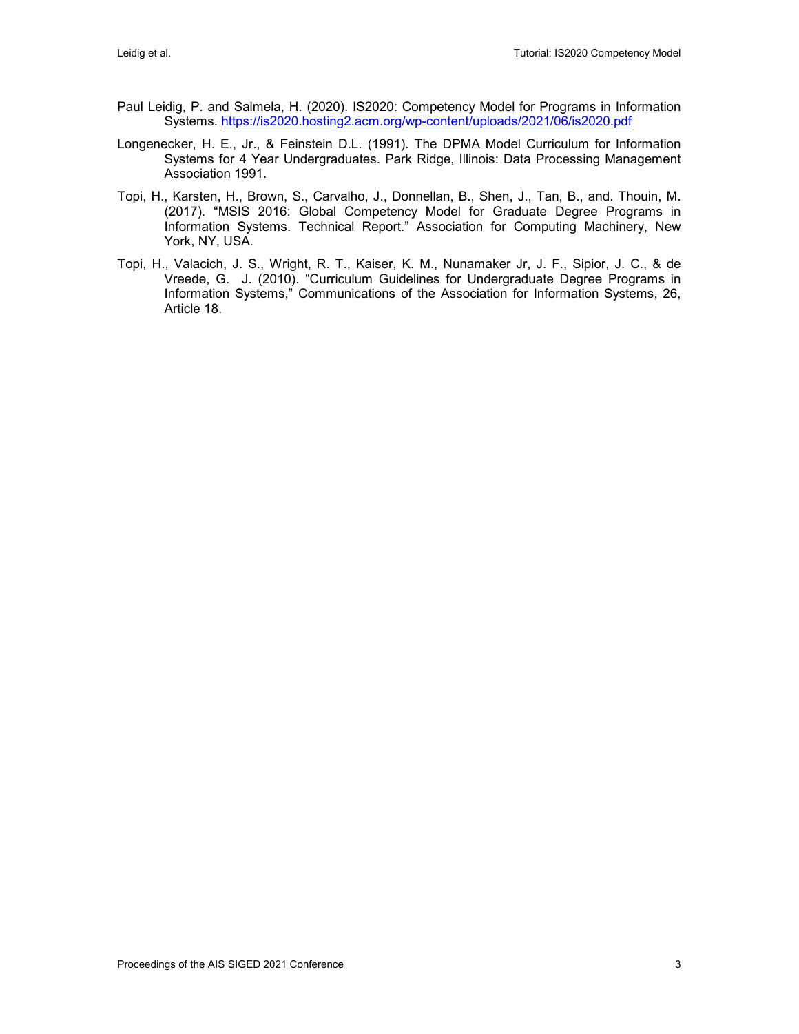Paul Leidig, P. and Salmela, H. (2020). IS2020: Competency Model for Programs in Information Systems. https://is2020.hosting2.acm.org/wp-content/uploads/2021/06/is2020.pdf

Longenecker, H. E., Jr., & Feinstein D.L. (1991). The DPMA Model Curriculum for Information Systems for 4 Year Undergraduates. Park Ridge, Illinois: Data Processing Management Association 1991.

Topi, H., Karsten, H., Brown, S., Carvalho, J., Donnellan, B., Shen, J., Tan, B., and. Thouin, M. (2017). "MSIS 2016: Global Competency Model for Graduate Degree Programs in Information Systems. Technical Report." Association for Computing Machinery, New York, NY, USA.

Topi, H., Valacich, J. S., Wright, R. T., Kaiser, K. M., Nunamaker Jr, J. F., Sipior, J. C., & de Vreede, G. J. (2010). "Curriculum Guidelines for Undergraduate Degree Programs in Information Systems," Communications of the Association for Information Systems, 26, Article 18.